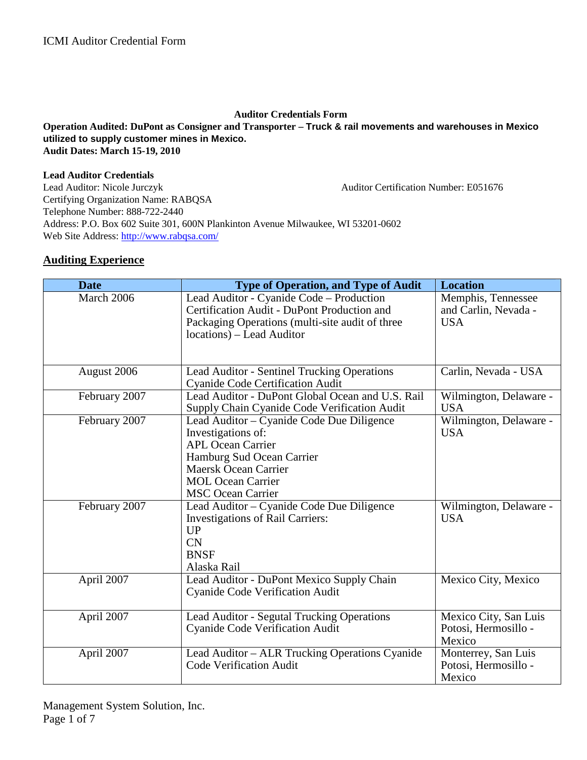## Auditor Credentials Form

**Operation Audited: DuPont as Consigner and Transporter – Truck & rail movements and warehouses in Mexico utilized to supply customer mines in Mexico.**
**Audit Dates: March 15-19, 2010**

**Lead Auditor Credentials**
Lead Auditor: Nicole Jurczyk    Auditor Certification Number: E051676
Certifying Organization Name: RABQSA
Telephone Number: 888-722-2440
Address: P.O. Box 602 Suite 301, 600N Plankinton Avenue Milwaukee, WI 53201-0602
Web Site Address: http://www.rabqsa.com/

### Auditing Experience

| Date | Type of Operation, and Type of Audit | Location |
|---|---|---|
| March 2006 | Lead Auditor - Cyanide Code – Production Certification Audit - DuPont Production and Packaging Operations (multi-site audit of three locations) – Lead Auditor | Memphis, Tennessee and Carlin, Nevada - USA |
| August 2006 | Lead Auditor - Sentinel Trucking Operations Cyanide Code Certification Audit | Carlin, Nevada - USA |
| February 2007 | Lead Auditor - DuPont Global Ocean and U.S. Rail Supply Chain Cyanide Code Verification Audit | Wilmington, Delaware - USA |
| February 2007 | Lead Auditor – Cyanide Code Due Diligence Investigations of:<br>APL Ocean Carrier<br>Hamburg Sud Ocean Carrier<br>Maersk Ocean Carrier<br>MOL Ocean Carrier<br>MSC Ocean Carrier | Wilmington, Delaware - USA |
| February 2007 | Lead Auditor – Cyanide Code Due Diligence Investigations of Rail Carriers:<br>UP<br>CN<br>BNSF<br>Alaska Rail | Wilmington, Delaware - USA |
| April 2007 | Lead Auditor - DuPont Mexico Supply Chain Cyanide Code Verification Audit | Mexico City, Mexico |
| April 2007 | Lead Auditor - Segutal Trucking Operations Cyanide Code Verification Audit | Mexico City, San Luis Potosi, Hermosillo - Mexico |
| April 2007 | Lead Auditor – ALR Trucking Operations Cyanide Code Verification Audit | Monterrey, San Luis Potosi, Hermosillo - Mexico |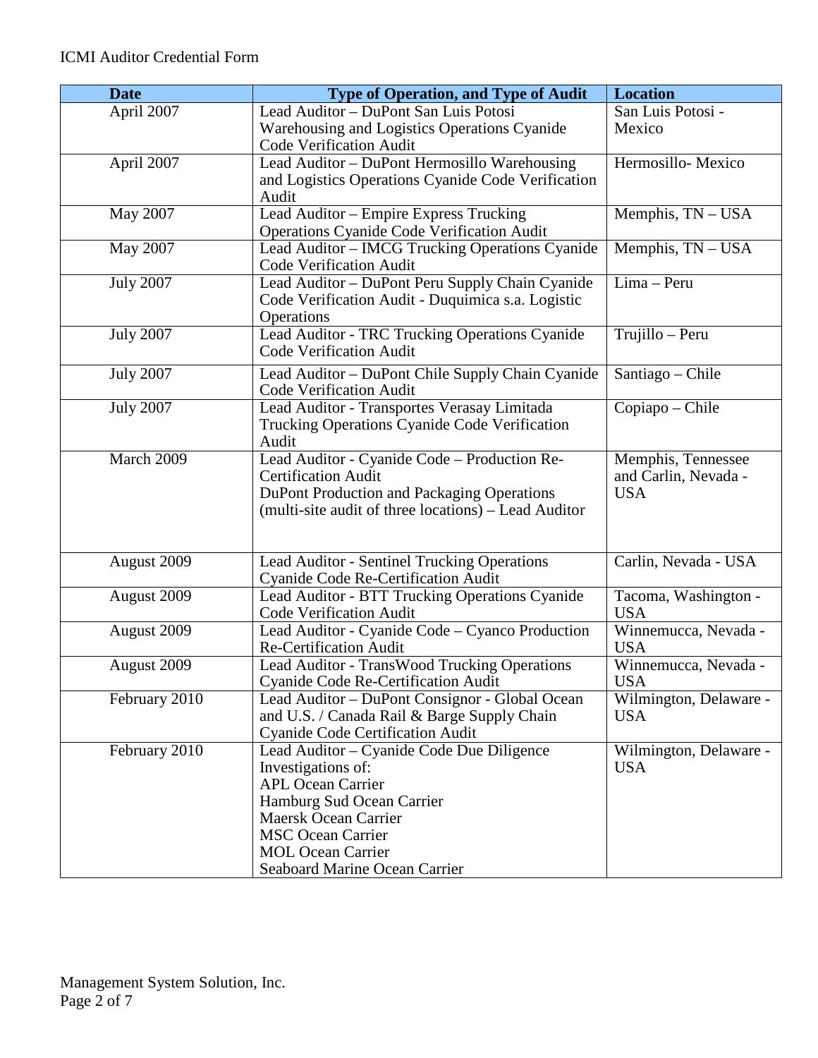| Date | Type of Operation, and Type of Audit | Location |
|---|---|---|
| April 2007 | Lead Auditor – DuPont San Luis Potosi Warehousing and Logistics Operations Cyanide Code Verification Audit | San Luis Potosi - Mexico |
| April 2007 | Lead Auditor – DuPont Hermosillo Warehousing and Logistics Operations Cyanide Code Verification Audit | Hermosillo- Mexico |
| May 2007 | Lead Auditor – Empire Express Trucking Operations Cyanide Code Verification Audit | Memphis, TN – USA |
| May 2007 | Lead Auditor – IMCG Trucking Operations Cyanide Code Verification Audit | Memphis, TN – USA |
| July 2007 | Lead Auditor – DuPont Peru Supply Chain Cyanide Code Verification Audit - Duquimica s.a. Logistic Operations | Lima – Peru |
| July 2007 | Lead Auditor - TRC Trucking Operations Cyanide Code Verification Audit | Trujillo – Peru |
| July 2007 | Lead Auditor – DuPont Chile Supply Chain Cyanide Code Verification Audit | Santiago – Chile |
| July 2007 | Lead Auditor - Transportes Verasay Limitada Trucking Operations Cyanide Code Verification Audit | Copiapo – Chile |
| March 2009 | Lead Auditor - Cyanide Code – Production Re-Certification Audit<br>DuPont Production and Packaging Operations (multi-site audit of three locations) – Lead Auditor | Memphis, Tennessee and Carlin, Nevada - USA |
| August 2009 | Lead Auditor - Sentinel Trucking Operations Cyanide Code Re-Certification Audit | Carlin, Nevada - USA |
| August 2009 | Lead Auditor - BTT Trucking Operations Cyanide Code Verification Audit | Tacoma, Washington - USA |
| August 2009 | Lead Auditor - Cyanide Code – Cyanco Production Re-Certification Audit | Winnemucca, Nevada - USA |
| August 2009 | Lead Auditor - TransWood Trucking Operations Cyanide Code Re-Certification Audit | Winnemucca, Nevada - USA |
| February 2010 | Lead Auditor – DuPont Consignor - Global Ocean and U.S. / Canada Rail & Barge Supply Chain Cyanide Code Certification Audit | Wilmington, Delaware - USA |
| February 2010 | Lead Auditor – Cyanide Code Due Diligence Investigations of:<br>APL Ocean Carrier<br>Hamburg Sud Ocean Carrier<br>Maersk Ocean Carrier<br>MSC Ocean Carrier<br>MOL Ocean Carrier<br>Seaboard Marine Ocean Carrier | Wilmington, Delaware - USA |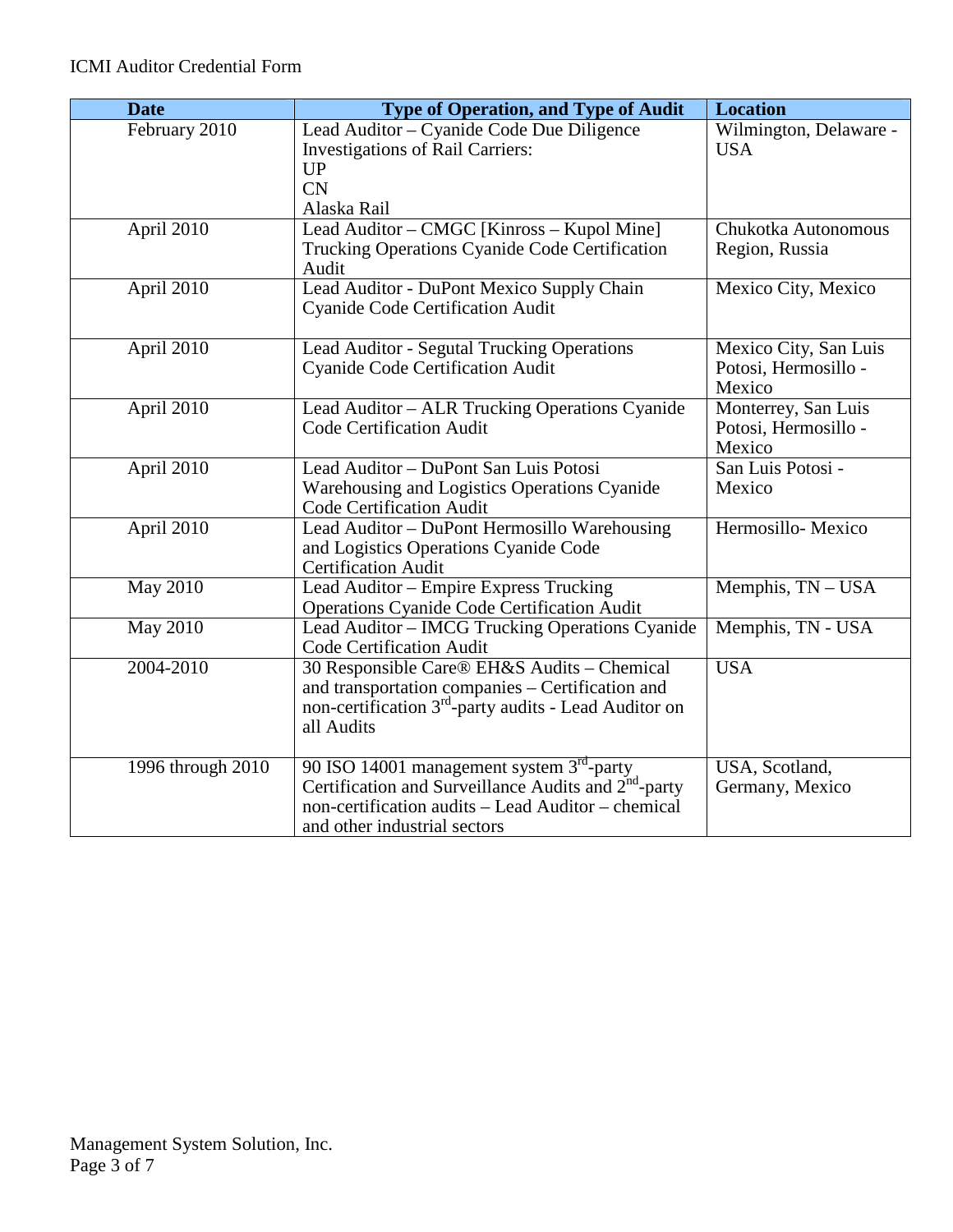| Date | Type of Operation, and Type of Audit | Location |
|---|---|---|
| February 2010 | Lead Auditor – Cyanide Code Due Diligence Investigations of Rail Carriers:<br>UP<br>CN<br>Alaska Rail | Wilmington, Delaware - USA |
| April 2010 | Lead Auditor – CMGC [Kinross – Kupol Mine] Trucking Operations Cyanide Code Certification Audit | Chukotka Autonomous Region, Russia |
| April 2010 | Lead Auditor - DuPont Mexico Supply Chain Cyanide Code Certification Audit | Mexico City, Mexico |
| April 2010 | Lead Auditor - Segutal Trucking Operations Cyanide Code Certification Audit | Mexico City, San Luis Potosi, Hermosillo - Mexico |
| April 2010 | Lead Auditor – ALR Trucking Operations Cyanide Code Certification Audit | Monterrey, San Luis Potosi, Hermosillo - Mexico |
| April 2010 | Lead Auditor – DuPont San Luis Potosi Warehousing and Logistics Operations Cyanide Code Certification Audit | San Luis Potosi - Mexico |
| April 2010 | Lead Auditor – DuPont Hermosillo Warehousing and Logistics Operations Cyanide Code Certification Audit | Hermosillo- Mexico |
| May 2010 | Lead Auditor – Empire Express Trucking Operations Cyanide Code Certification Audit | Memphis, TN – USA |
| May 2010 | Lead Auditor – IMCG Trucking Operations Cyanide Code Certification Audit | Memphis, TN - USA |
| 2004-2010 | 30 Responsible Care® EH&S Audits – Chemical and transportation companies – Certification and non-certification 3rd-party audits - Lead Auditor on all Audits | USA |
| 1996 through 2010 | 90 ISO 14001 management system 3rd-party Certification and Surveillance Audits and 2nd-party non-certification audits – Lead Auditor – chemical and other industrial sectors | USA, Scotland, Germany, Mexico |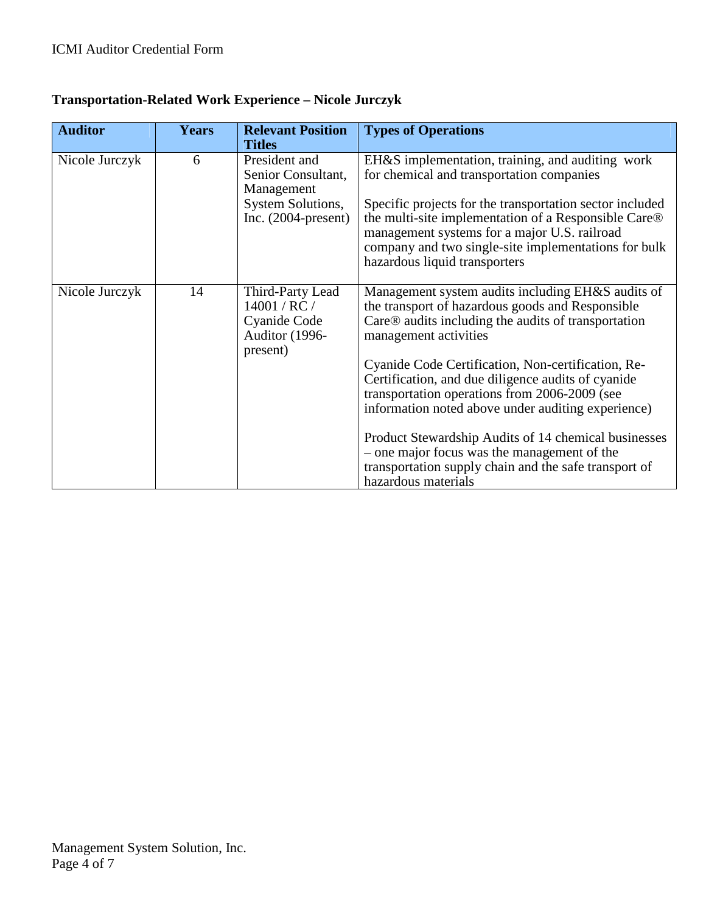**Transportation-Related Work Experience – Nicole Jurczyk**

| Auditor | Years | Relevant Position Titles | Types of Operations |
|---|---|---|---|
| Nicole Jurczyk | 6 | President and Senior Consultant, Management System Solutions, Inc. (2004-present) | EH&S implementation, training, and auditing work for chemical and transportation companies<br><br>Specific projects for the transportation sector included the multi-site implementation of a Responsible Care® management systems for a major U.S. railroad company and two single-site implementations for bulk hazardous liquid transporters |
| Nicole Jurczyk | 14 | Third-Party Lead 14001 / RC / Cyanide Code Auditor (1996-present) | Management system audits including EH&S audits of the transport of hazardous goods and Responsible Care® audits including the audits of transportation management activities<br><br>Cyanide Code Certification, Non-certification, Re-Certification, and due diligence audits of cyanide transportation operations from 2006-2009 (see information noted above under auditing experience)<br><br>Product Stewardship Audits of 14 chemical businesses – one major focus was the management of the transportation supply chain and the safe transport of hazardous materials |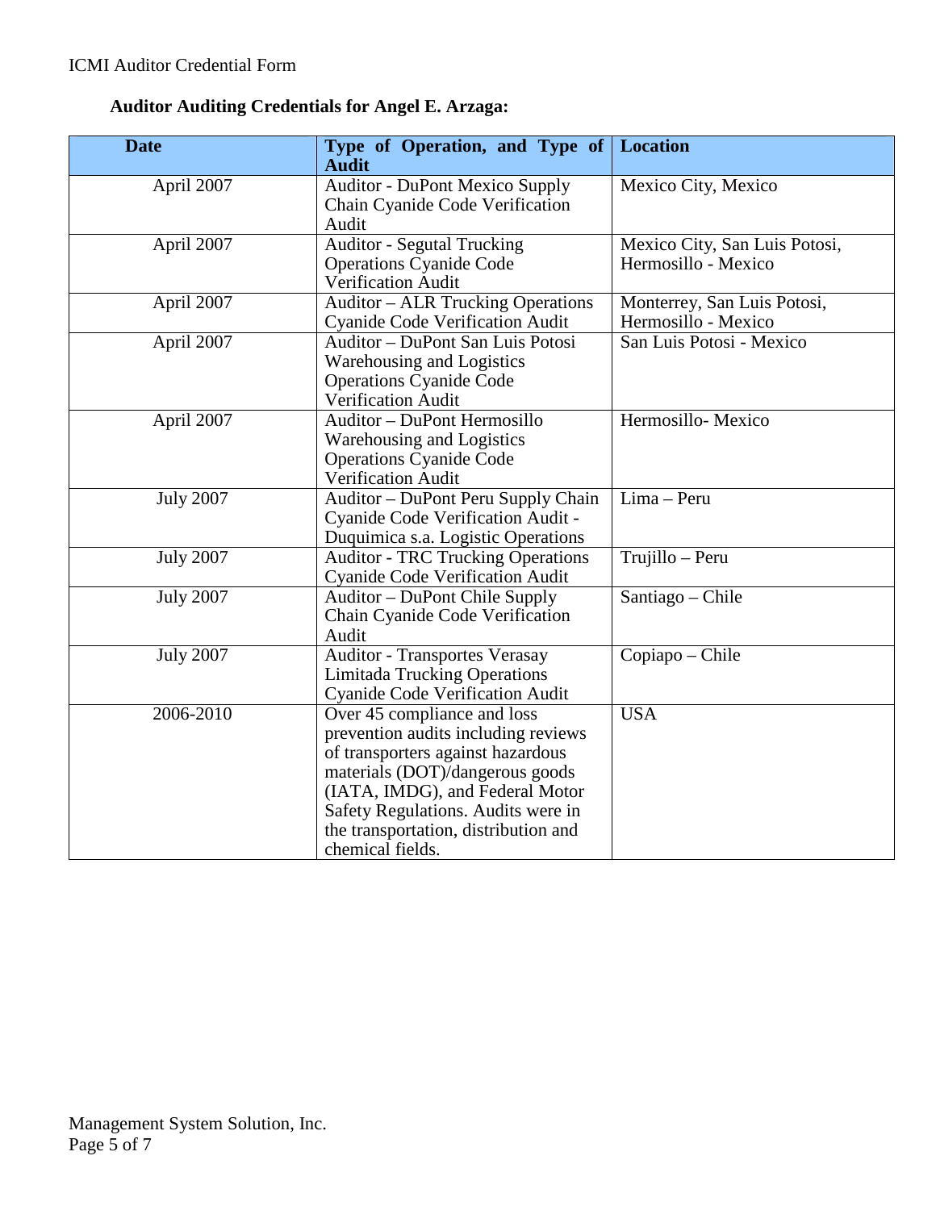**Auditor Auditing Credentials for Angel E. Arzaga:**

| Date | Type of Operation, and Type of Audit | Location |
|---|---|---|
| April 2007 | Auditor - DuPont Mexico Supply Chain Cyanide Code Verification Audit | Mexico City, Mexico |
| April 2007 | Auditor - Segutal Trucking Operations Cyanide Code Verification Audit | Mexico City, San Luis Potosi, Hermosillo - Mexico |
| April 2007 | Auditor – ALR Trucking Operations Cyanide Code Verification Audit | Monterrey, San Luis Potosi, Hermosillo - Mexico |
| April 2007 | Auditor – DuPont San Luis Potosi Warehousing and Logistics Operations Cyanide Code Verification Audit | San Luis Potosi - Mexico |
| April 2007 | Auditor – DuPont Hermosillo Warehousing and Logistics Operations Cyanide Code Verification Audit | Hermosillo- Mexico |
| July 2007 | Auditor – DuPont Peru Supply Chain Cyanide Code Verification Audit - Duquimica s.a. Logistic Operations | Lima – Peru |
| July 2007 | Auditor - TRC Trucking Operations Cyanide Code Verification Audit | Trujillo – Peru |
| July 2007 | Auditor – DuPont Chile Supply Chain Cyanide Code Verification Audit | Santiago – Chile |
| July 2007 | Auditor - Transportes Verasay Limitada Trucking Operations Cyanide Code Verification Audit | Copiapo – Chile |
| 2006-2010 | Over 45 compliance and loss prevention audits including reviews of transporters against hazardous materials (DOT)/dangerous goods (IATA, IMDG), and Federal Motor Safety Regulations. Audits were in the transportation, distribution and chemical fields. | USA |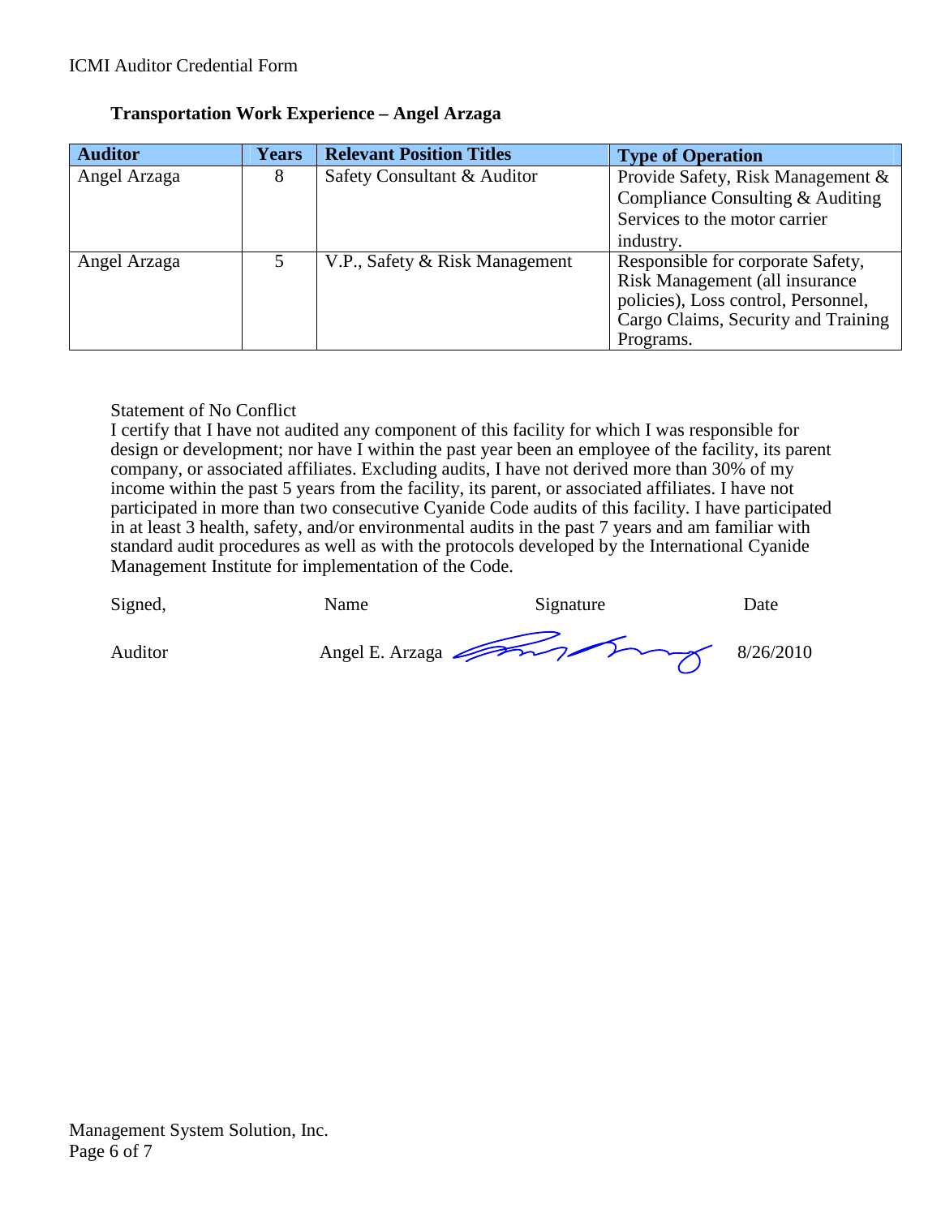**Transportation Work Experience – Angel Arzaga**

| Auditor | Years | Relevant Position Titles | Type of Operation |
|---|---|---|---|
| Angel Arzaga | 8 | Safety Consultant & Auditor | Provide Safety, Risk Management & Compliance Consulting & Auditing Services to the motor carrier industry. |
| Angel Arzaga | 5 | V.P., Safety & Risk Management | Responsible for corporate Safety, Risk Management (all insurance policies), Loss control, Personnel, Cargo Claims, Security and Training Programs. |

Statement of No Conflict
I certify that I have not audited any component of this facility for which I was responsible for design or development; nor have I within the past year been an employee of the facility, its parent company, or associated affiliates. Excluding audits, I have not derived more than 30% of my income within the past 5 years from the facility, its parent, or associated affiliates. I have not participated in more than two consecutive Cyanide Code audits of this facility. I have participated in at least 3 health, safety, and/or environmental audits in the past 7 years and am familiar with standard audit procedures as well as with the protocols developed by the International Cyanide Management Institute for implementation of the Code.

| Signed, | Name | Signature | Date |
|---|---|---|---|
| Auditor | Angel E. Arzaga | | 8/26/2010 |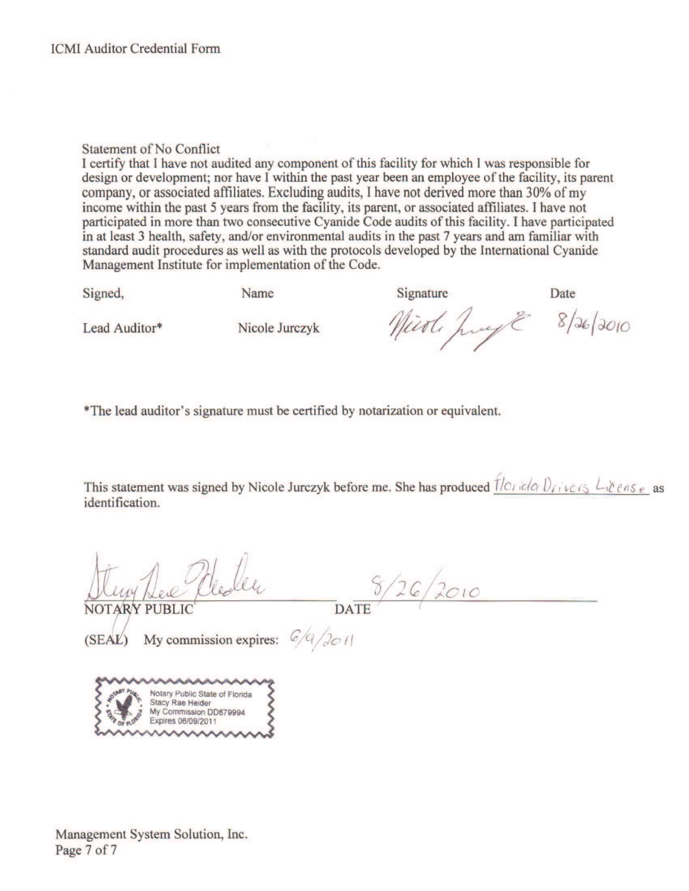ICMI Auditor Credential Form

Statement of No Conflict

I certify that I have not audited any component of this facility for which I was responsible for design or development; nor have I within the past year been an employee of the facility, its parent company, or associated affiliates. Excluding audits, I have not derived more than 30% of my income within the past 5 years from the facility, its parent, or associated affiliates. I have not participated in more than two consecutive Cyanide Code audits of this facility. I have participated in at least 3 health, safety, and/or environmental audits in the past 7 years and am familiar with standard audit procedures as well as with the protocols developed by the International Cyanide Management Institute for implementation of the Code.

| Signed, | Name | Signature | Date |
|---|---|---|---|
| Lead Auditor* | Nicole Jurczyk | Nicole Jurczyk | 8/26/2010 |

*The lead auditor's signature must be certified by notarization or equivalent.

This statement was signed by Nicole Jurczyk before me. She has produced Florida Drivers License as identification.

Stacy Rae Heider 8/26/2010

NOTARY PUBLIC DATE

(SEAL) My commission expires: 6/9/2011

Notary Public State of Florida
Stacy Rae Heider
My Commission DD679994
Expires 06/09/2011

Management System Solution, Inc.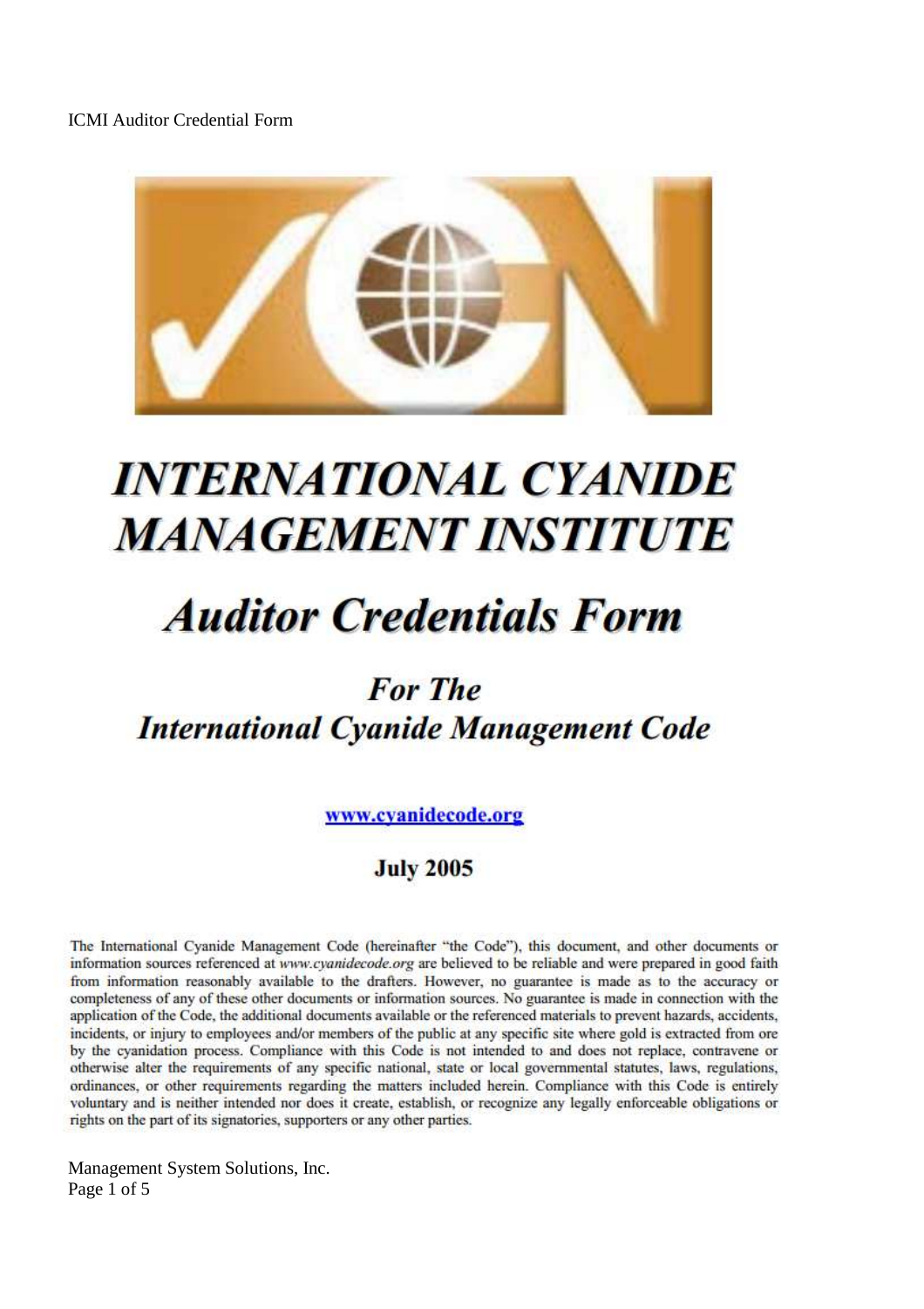# INTERNATIONAL CYANIDE MANAGEMENT INSTITUTE

# Auditor Credentials Form

## For The International Cyanide Management Code

www.cyanidecode.org

**July 2005**

The International Cyanide Management Code (hereinafter "the Code"), this document, and other documents or information sources referenced at *www.cyanidecode.org* are believed to be reliable and were prepared in good faith from information reasonably available to the drafters. However, no guarantee is made as to the accuracy or completeness of any of these other documents or information sources. No guarantee is made in connection with the application of the Code, the additional documents available or the referenced materials to prevent hazards, accidents, incidents, or injury to employees and/or members of the public at any specific site where gold is extracted from ore by the cyanidation process. Compliance with this Code is not intended to and does not replace, contravene or otherwise alter the requirements of any specific national, state or local governmental statutes, laws, regulations, ordinances, or other requirements regarding the matters included herein. Compliance with this Code is entirely voluntary and is neither intended nor does it create, establish, or recognize any legally enforceable obligations or rights on the part of its signatories, supporters or any other parties.

Management System Solutions, Inc.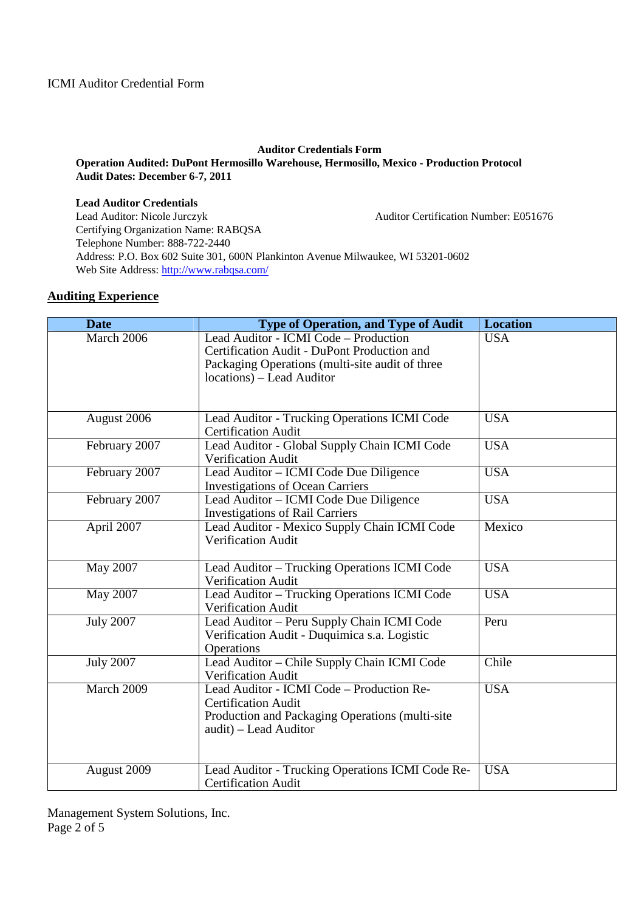**Auditor Credentials Form**

**Operation Audited: DuPont Hermosillo Warehouse, Hermosillo, Mexico - Production Protocol**
**Audit Dates: December 6-7, 2011**

**Lead Auditor Credentials**
Lead Auditor: Nicole Jurczyk
Auditor Certification Number: E051676
Certifying Organization Name: RABQSA
Telephone Number: 888-722-2440
Address: P.O. Box 602 Suite 301, 600N Plankinton Avenue Milwaukee, WI 53201-0602
Web Site Address: [http://www.rabqsa.com/](http://www.rabqsa.com/)

## Auditing Experience

| Date | Type of Operation, and Type of Audit | Location |
|---|---|---|
| March 2006 | Lead Auditor - ICMI Code – Production Certification Audit - DuPont Production and Packaging Operations (multi-site audit of three locations) – Lead Auditor | USA |
| August 2006 | Lead Auditor - Trucking Operations ICMI Code Certification Audit | USA |
| February 2007 | Lead Auditor - Global Supply Chain ICMI Code Verification Audit | USA |
| February 2007 | Lead Auditor – ICMI Code Due Diligence Investigations of Ocean Carriers | USA |
| February 2007 | Lead Auditor – ICMI Code Due Diligence Investigations of Rail Carriers | USA |
| April 2007 | Lead Auditor - Mexico Supply Chain ICMI Code Verification Audit | Mexico |
| May 2007 | Lead Auditor – Trucking Operations ICMI Code Verification Audit | USA |
| May 2007 | Lead Auditor – Trucking Operations ICMI Code Verification Audit | USA |
| July 2007 | Lead Auditor – Peru Supply Chain ICMI Code Verification Audit - Duquimica s.a. Logistic Operations | Peru |
| July 2007 | Lead Auditor – Chile Supply Chain ICMI Code Verification Audit | Chile |
| March 2009 | Lead Auditor - ICMI Code – Production Re-Certification Audit Production and Packaging Operations (multi-site audit) – Lead Auditor | USA |
| August 2009 | Lead Auditor - Trucking Operations ICMI Code Re-Certification Audit | USA |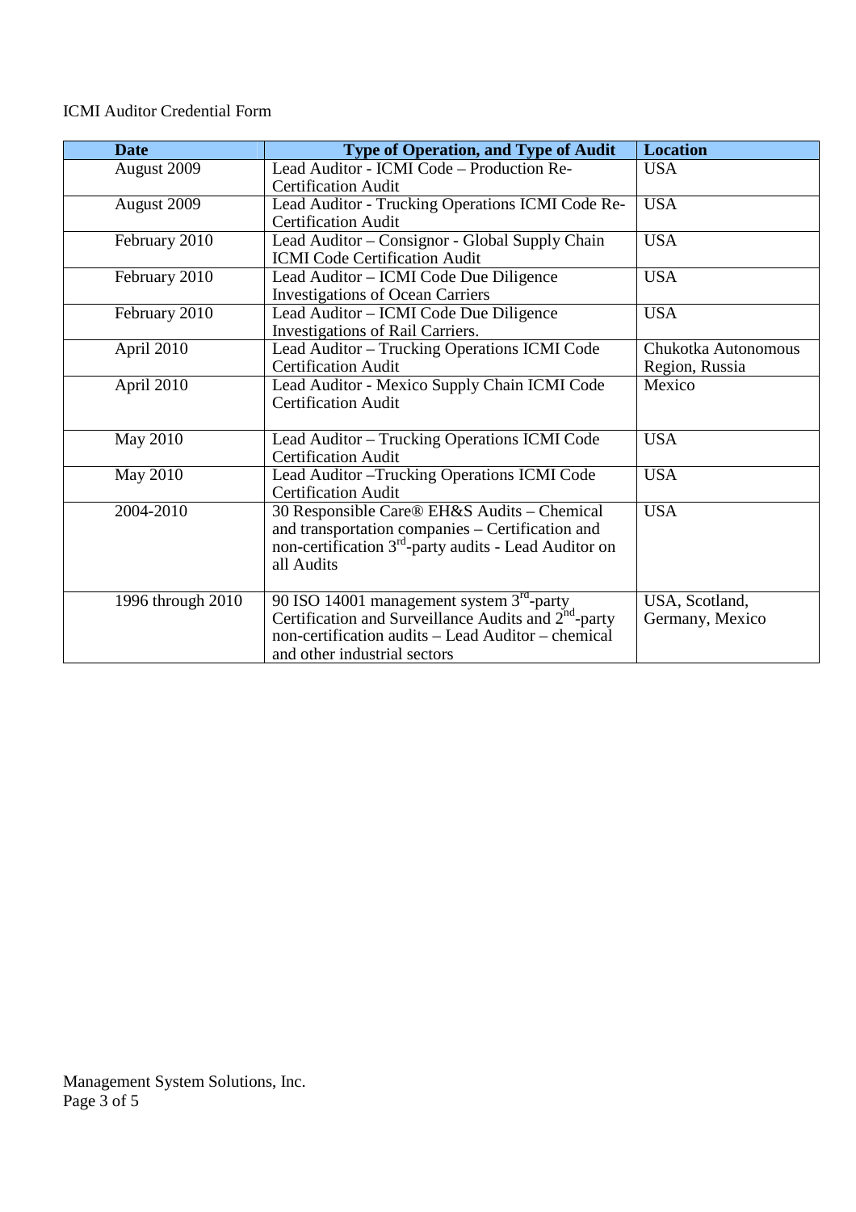ICMI Auditor Credential Form

| Date | Type of Operation, and Type of Audit | Location |
|---|---|---|
| August 2009 | Lead Auditor - ICMI Code – Production Re-Certification Audit | USA |
| August 2009 | Lead Auditor - Trucking Operations ICMI Code Re-Certification Audit | USA |
| February 2010 | Lead Auditor – Consignor - Global Supply Chain ICMI Code Certification Audit | USA |
| February 2010 | Lead Auditor – ICMI Code Due Diligence Investigations of Ocean Carriers | USA |
| February 2010 | Lead Auditor – ICMI Code Due Diligence Investigations of Rail Carriers. | USA |
| April 2010 | Lead Auditor – Trucking Operations ICMI Code Certification Audit | Chukotka Autonomous Region, Russia |
| April 2010 | Lead Auditor - Mexico Supply Chain ICMI Code Certification Audit | Mexico |
| May 2010 | Lead Auditor – Trucking Operations ICMI Code Certification Audit | USA |
| May 2010 | Lead Auditor –Trucking Operations ICMI Code Certification Audit | USA |
| 2004-2010 | 30 Responsible Care® EH&S Audits – Chemical and transportation companies – Certification and non-certification 3rd-party audits - Lead Auditor on all Audits | USA |
| 1996 through 2010 | 90 ISO 14001 management system 3rd-party Certification and Surveillance Audits and 2nd-party non-certification audits – Lead Auditor – chemical and other industrial sectors | USA, Scotland, Germany, Mexico |

Management System Solutions, Inc.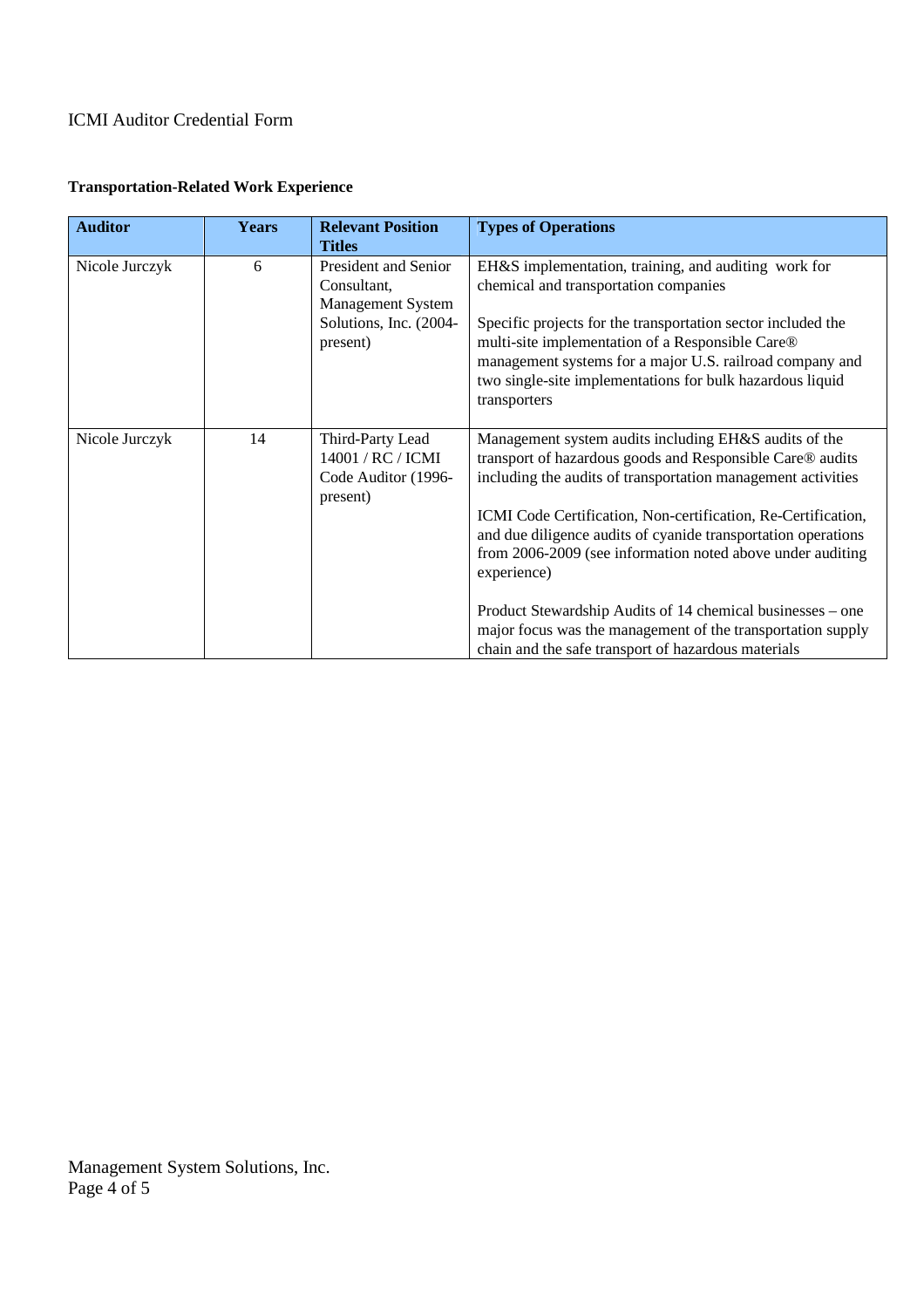ICMI Auditor Credential Form

**Transportation-Related Work Experience**

| Auditor | Years | Relevant Position Titles | Types of Operations |
|---|---|---|---|
| Nicole Jurczyk | 6 | President and Senior Consultant, Management System Solutions, Inc. (2004-present) | EH&S implementation, training, and auditing work for chemical and transportation companies<br><br>Specific projects for the transportation sector included the multi-site implementation of a Responsible Care® management systems for a major U.S. railroad company and two single-site implementations for bulk hazardous liquid transporters |
| Nicole Jurczyk | 14 | Third-Party Lead 14001 / RC / ICMI Code Auditor (1996-present) | Management system audits including EH&S audits of the transport of hazardous goods and Responsible Care® audits including the audits of transportation management activities<br><br>ICMI Code Certification, Non-certification, Re-Certification, and due diligence audits of cyanide transportation operations from 2006-2009 (see information noted above under auditing experience)<br><br>Product Stewardship Audits of 14 chemical businesses – one major focus was the management of the transportation supply chain and the safe transport of hazardous materials |

Management System Solutions, Inc.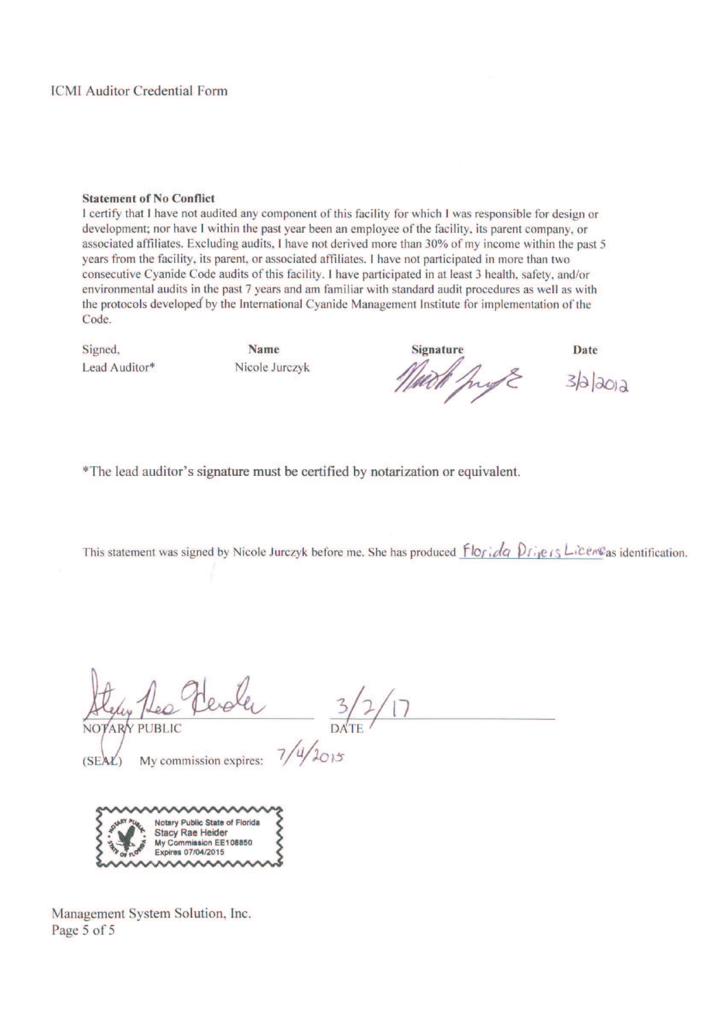ICMI Auditor Credential Form

**Statement of No Conflict**

I certify that I have not audited any component of this facility for which I was responsible for design or development; nor have I within the past year been an employee of the facility, its parent company, or associated affiliates. Excluding audits, I have not derived more than 30% of my income within the past 5 years from the facility, its parent, or associated affiliates. I have not participated in more than two consecutive Cyanide Code audits of this facility. I have participated in at least 3 health, safety, and/or environmental audits in the past 7 years and am familiar with standard audit procedures as well as with the protocols developed by the International Cyanide Management Institute for implementation of the Code.

| Signed, | **Name** | **Signature** | **Date** |
|---|---|---|---|
| Lead Auditor* | Nicole Jurczyk | [signature] | 3/2/2012 |

*The lead auditor's signature must be certified by notarization or equivalent.

This statement was signed by Nicole Jurczyk before me. She has produced Florida Drivers License as identification.

[signature]
NOTARY PUBLIC

DATE 3/2/17

(SEAL) My commission expires: 7/4/2015

Notary Public State of Florida
Stacy Rae Heider
My Commission EE108850
Expires 07/04/2015

Management System Solution, Inc.